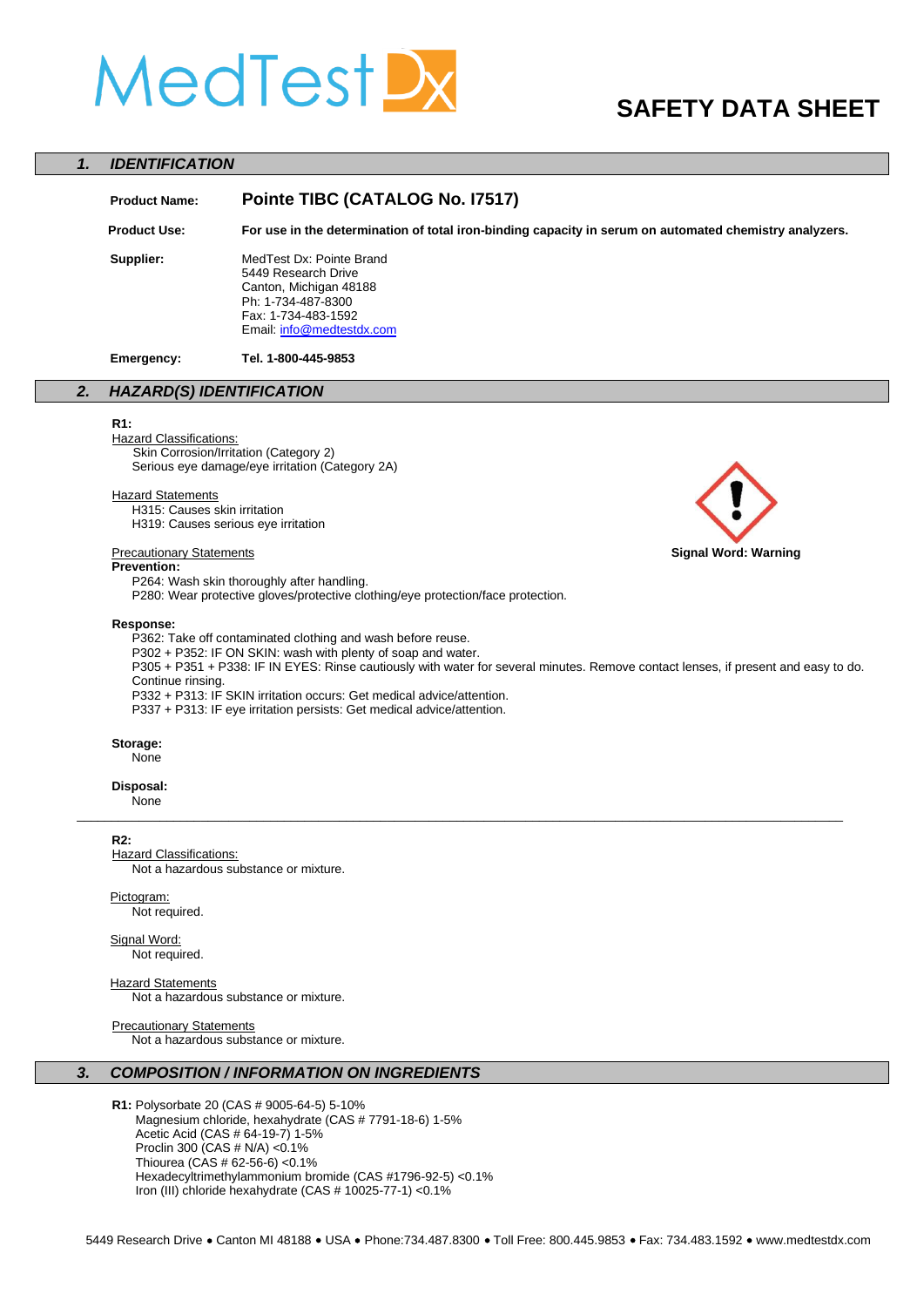MedTest Dx

# SAFETY DATA SHEET

## 1. IDENTIFICATION

**Product Name:** **Pointe TIBC (CATALOG No. I7517)**

**Product Use:** **For use in the determination of total iron-binding capacity in serum on automated chemistry analyzers.**

**Supplier:** MedTest Dx: Pointe Brand
5449 Research Drive
Canton, Michigan 48188
Ph: 1-734-487-8300
Fax: 1-734-483-1592
Email: info@medtestdx.com

**Emergency:** **Tel. 1-800-445-9853**

## 2. HAZARD(S) IDENTIFICATION

**R1:**

Hazard Classifications:
- Skin Corrosion/Irritation (Category 2)
- Serious eye damage/eye irritation (Category 2A)

Hazard Statements
- H315: Causes skin irritation
- H319: Causes serious eye irritation

**Signal Word: Warning**

Precautionary Statements

**Prevention:**
- P264: Wash skin thoroughly after handling.
- P280: Wear protective gloves/protective clothing/eye protection/face protection.

**Response:**
- P362: Take off contaminated clothing and wash before reuse.
- P302 + P352: IF ON SKIN: wash with plenty of soap and water.
- P305 + P351 + P338: IF IN EYES: Rinse cautiously with water for several minutes. Remove contact lenses, if present and easy to do. Continue rinsing.
- P332 + P313: IF SKIN irritation occurs: Get medical advice/attention.
- P337 + P313: IF eye irritation persists: Get medical advice/attention.

**Storage:**
None

**Disposal:**
None

---

**R2:**

Hazard Classifications:
Not a hazardous substance or mixture.

Pictogram:
Not required.

Signal Word:
Not required.

Hazard Statements
Not a hazardous substance or mixture.

Precautionary Statements
Not a hazardous substance or mixture.

## 3. COMPOSITION / INFORMATION ON INGREDIENTS

**R1:** Polysorbate 20 (CAS # 9005-64-5) 5-10%
Magnesium chloride, hexahydrate (CAS # 7791-18-6) 1-5%
Acetic Acid (CAS # 64-19-7) 1-5%
Proclin 300 (CAS # N/A) <0.1%
Thiourea (CAS # 62-56-6) <0.1%
Hexadecyltrimethylammonium bromide (CAS #1796-92-5) <0.1%
Iron (III) chloride hexahydrate (CAS # 10025-77-1) <0.1%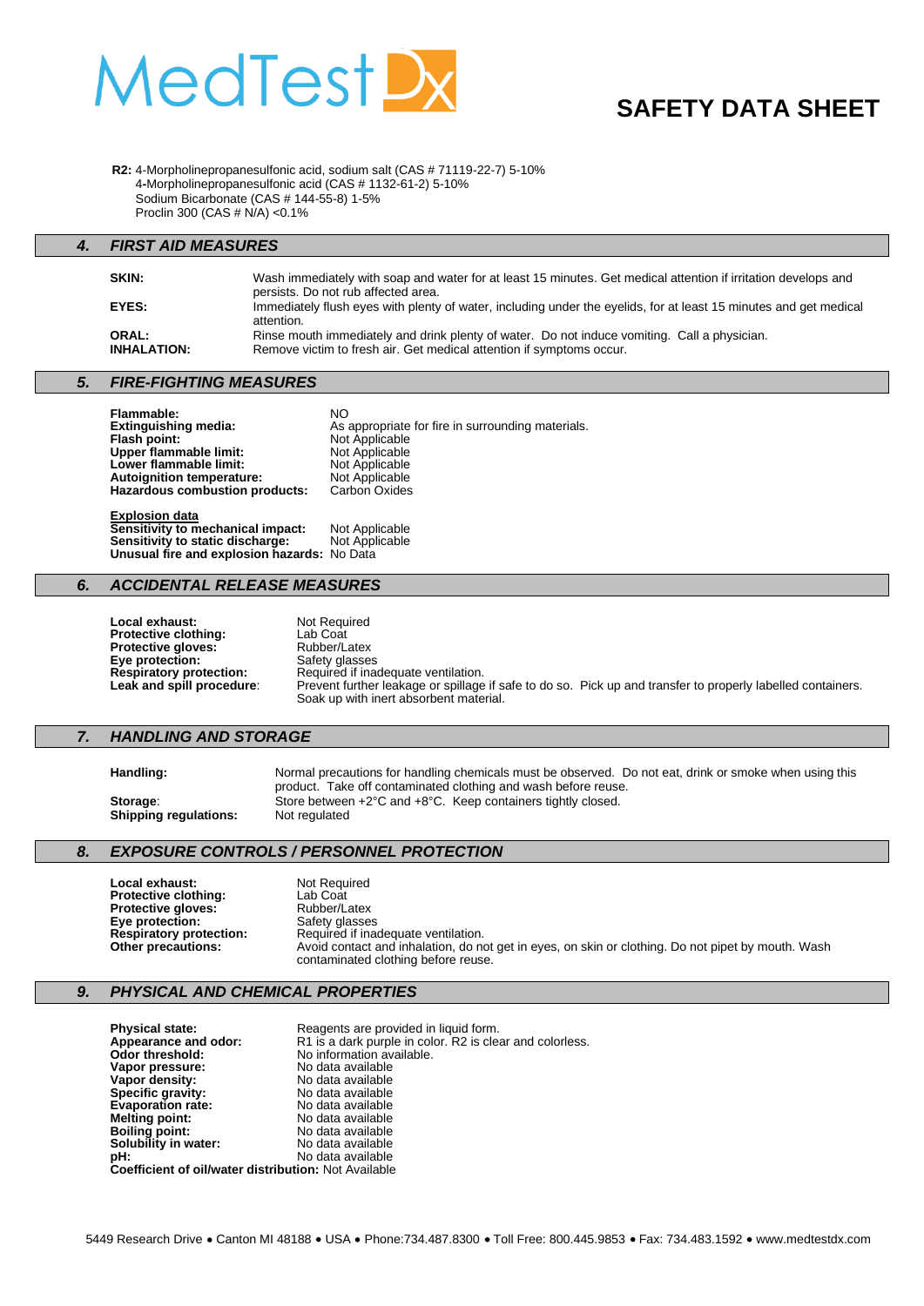**R2:** 4-Morpholinepropanesulfonic acid, sodium salt (CAS # 71119-22-7) 5-10%
4-Morpholinepropanesulfonic acid (CAS # 1132-61-2) 5-10%
Sodium Bicarbonate (CAS # 144-55-8) 1-5%
Proclin 300 (CAS # N/A) <0.1%

## 4. *FIRST AID MEASURES*

**SKIN:** Wash immediately with soap and water for at least 15 minutes. Get medical attention if irritation develops and persists. Do not rub affected area.

**EYES:** Immediately flush eyes with plenty of water, including under the eyelids, for at least 15 minutes and get medical attention.

**ORAL:** Rinse mouth immediately and drink plenty of water. Do not induce vomiting. Call a physician.

**INHALATION:** Remove victim to fresh air. Get medical attention if symptoms occur.

## 5. *FIRE-FIGHTING MEASURES*

**Flammable:** NO
**Extinguishing media:** As appropriate for fire in surrounding materials.
**Flash point:** Not Applicable
**Upper flammable limit:** Not Applicable
**Lower flammable limit:** Not Applicable
**Autoignition temperature:** Not Applicable
**Hazardous combustion products:** Carbon Oxides

**Explosion data**
**Sensitivity to mechanical impact:** Not Applicable
**Sensitivity to static discharge:** Not Applicable
**Unusual fire and explosion hazards:** No Data

## 6. *ACCIDENTAL RELEASE MEASURES*

**Local exhaust:** Not Required
**Protective clothing:** Lab Coat
**Protective gloves:** Rubber/Latex
**Eye protection:** Safety glasses
**Respiratory protection:** Required if inadequate ventilation.
**Leak and spill procedure:** Prevent further leakage or spillage if safe to do so. Pick up and transfer to properly labelled containers. Soak up with inert absorbent material.

## 7. *HANDLING AND STORAGE*

**Handling:** Normal precautions for handling chemicals must be observed. Do not eat, drink or smoke when using this product. Take off contaminated clothing and wash before reuse.
**Storage**: Store between +2°C and +8°C. Keep containers tightly closed.
**Shipping regulations:** Not regulated

## 8. *EXPOSURE CONTROLS / PERSONNEL PROTECTION*

**Local exhaust:** Not Required
**Protective clothing:** Lab Coat
**Protective gloves:** Rubber/Latex
**Eye protection:** Safety glasses
**Respiratory protection:** Required if inadequate ventilation.
**Other precautions:** Avoid contact and inhalation, do not get in eyes, on skin or clothing. Do not pipet by mouth. Wash contaminated clothing before reuse.

## 9. *PHYSICAL AND CHEMICAL PROPERTIES*

**Physical state:** Reagents are provided in liquid form.
**Appearance and odor:** R1 is a dark purple in color. R2 is clear and colorless.
**Odor threshold:** No information available.
**Vapor pressure:** No data available
**Vapor density:** No data available
**Specific gravity:** No data available
**Evaporation rate:** No data available
**Melting point:** No data available
**Boiling point:** No data available
**Solubility in water:** No data available
**pH:** No data available
**Coefficient of oil/water distribution:** Not Available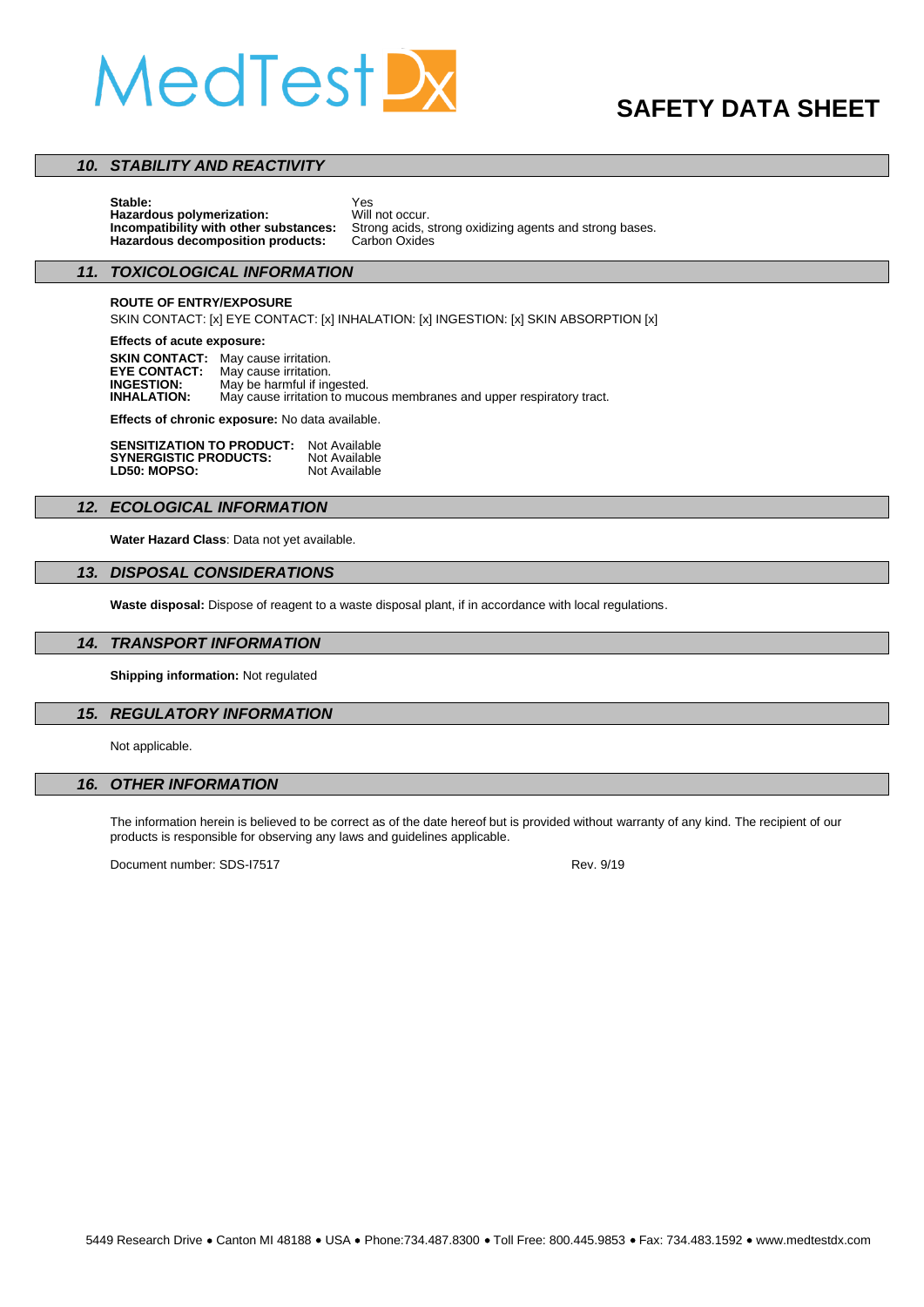## 10. STABILITY AND REACTIVITY

**Stable:** Yes
**Hazardous polymerization:** Will not occur.
**Incompatibility with other substances:** Strong acids, strong oxidizing agents and strong bases.
**Hazardous decomposition products:** Carbon Oxides

## 11. TOXICOLOGICAL INFORMATION

**ROUTE OF ENTRY/EXPOSURE**

SKIN CONTACT: [x] EYE CONTACT: [x] INHALATION: [x] INGESTION: [x] SKIN ABSORPTION [x]

**Effects of acute exposure:**

**SKIN CONTACT:** May cause irritation.
**EYE CONTACT:** May cause irritation.
**INGESTION:** May be harmful if ingested.
**INHALATION:** May cause irritation to mucous membranes and upper respiratory tract.

**Effects of chronic exposure:** No data available.

**SENSITIZATION TO PRODUCT:** Not Available
**SYNERGISTIC PRODUCTS:** Not Available
**LD50: MOPSO:** Not Available

## 12. ECOLOGICAL INFORMATION

**Water Hazard Class**: Data not yet available.

## 13. DISPOSAL CONSIDERATIONS

**Waste disposal:** Dispose of reagent to a waste disposal plant, if in accordance with local regulations.

## 14. TRANSPORT INFORMATION

**Shipping information:** Not regulated

## 15. REGULATORY INFORMATION

Not applicable.

## 16. OTHER INFORMATION

The information herein is believed to be correct as of the date hereof but is provided without warranty of any kind. The recipient of our products is responsible for observing any laws and guidelines applicable.

Document number: SDS-I7517 Rev. 9/19